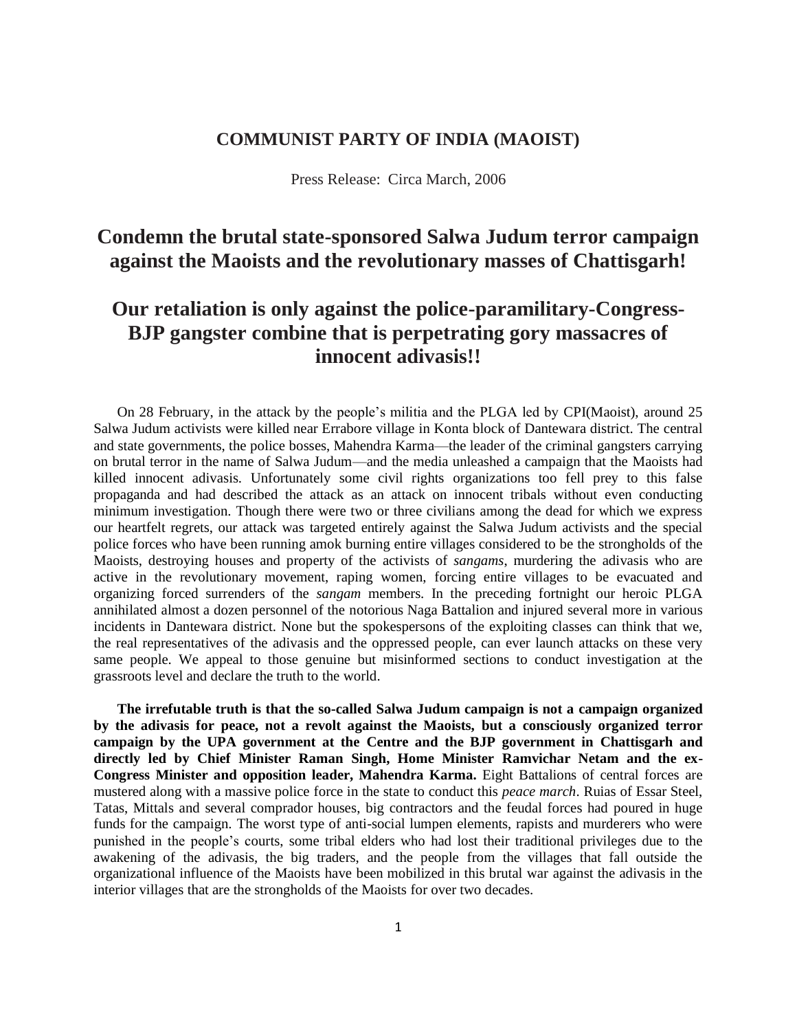**COMMUNIST PARTY OF INDIA (MAOIST)**

Press Release: Circa March, 2006

# Condemn the brutal state-sponsored Salwa Judum terror campaign against the Maoists and the revolutionary masses of Chattisgarh!

# Our retaliation is only against the police-paramilitary-Congress-BJP gangster combine that is perpetrating gory massacres of innocent adivasis!!

On 28 February, in the attack by the people's militia and the PLGA led by CPI(Maoist), around 25 Salwa Judum activists were killed near Errabore village in Konta block of Dantewara district. The central and state governments, the police bosses, Mahendra Karma—the leader of the criminal gangsters carrying on brutal terror in the name of Salwa Judum—and the media unleashed a campaign that the Maoists had killed innocent adivasis. Unfortunately some civil rights organizations too fell prey to this false propaganda and had described the attack as an attack on innocent tribals without even conducting minimum investigation. Though there were two or three civilians among the dead for which we express our heartfelt regrets, our attack was targeted entirely against the Salwa Judum activists and the special police forces who have been running amok burning entire villages considered to be the strongholds of the Maoists, destroying houses and property of the activists of *sangams*, murdering the adivasis who are active in the revolutionary movement, raping women, forcing entire villages to be evacuated and organizing forced surrenders of the *sangam* members. In the preceding fortnight our heroic PLGA annihilated almost a dozen personnel of the notorious Naga Battalion and injured several more in various incidents in Dantewara district. None but the spokespersons of the exploiting classes can think that we, the real representatives of the adivasis and the oppressed people, can ever launch attacks on these very same people. We appeal to those genuine but misinformed sections to conduct investigation at the grassroots level and declare the truth to the world.

**The irrefutable truth is that the so-called Salwa Judum campaign is not a campaign organized by the adivasis for peace, not a revolt against the Maoists, but a consciously organized terror campaign by the UPA government at the Centre and the BJP government in Chattisgarh and directly led by Chief Minister Raman Singh, Home Minister Ramvichar Netam and the ex-Congress Minister and opposition leader, Mahendra Karma.** Eight Battalions of central forces are mustered along with a massive police force in the state to conduct this *peace march*. Ruias of Essar Steel, Tatas, Mittals and several comprador houses, big contractors and the feudal forces had poured in huge funds for the campaign. The worst type of anti-social lumpen elements, rapists and murderers who were punished in the people's courts, some tribal elders who had lost their traditional privileges due to the awakening of the adivasis, the big traders, and the people from the villages that fall outside the organizational influence of the Maoists have been mobilized in this brutal war against the adivasis in the interior villages that are the strongholds of the Maoists for over two decades.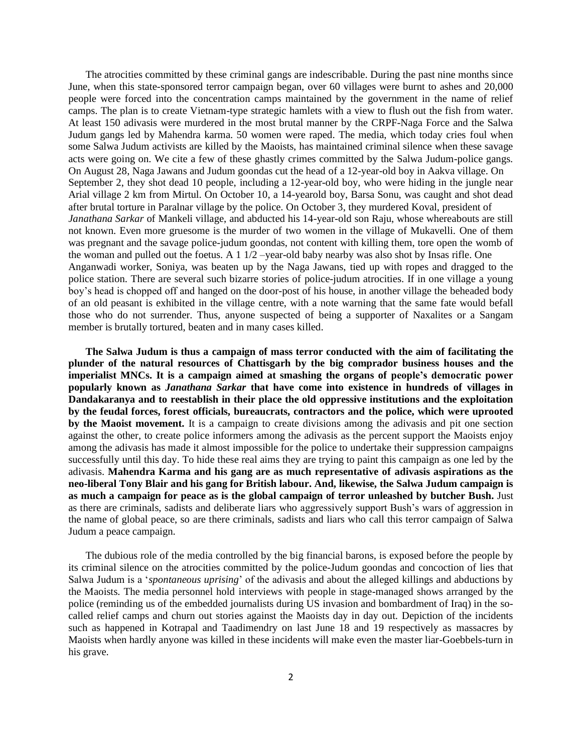The atrocities committed by these criminal gangs are indescribable. During the past nine months since June, when this state-sponsored terror campaign began, over 60 villages were burnt to ashes and 20,000 people were forced into the concentration camps maintained by the government in the name of relief camps. The plan is to create Vietnam-type strategic hamlets with a view to flush out the fish from water. At least 150 adivasis were murdered in the most brutal manner by the CRPF-Naga Force and the Salwa Judum gangs led by Mahendra karma. 50 women were raped. The media, which today cries foul when some Salwa Judum activists are killed by the Maoists, has maintained criminal silence when these savage acts were going on. We cite a few of these ghastly crimes committed by the Salwa Judum-police gangs. On August 28, Naga Jawans and Judum goondas cut the head of a 12-year-old boy in Aakva village. On September 2, they shot dead 10 people, including a 12-year-old boy, who were hiding in the jungle near Arial village 2 km from Mirtul. On October 10, a 14-yearold boy, Barsa Sonu, was caught and shot dead after brutal torture in Paralnar village by the police. On October 3, they murdered Koval, president of *Janathana Sarkar* of Mankeli village, and abducted his 14-year-old son Raju, whose whereabouts are still not known. Even more gruesome is the murder of two women in the village of Mukavelli. One of them was pregnant and the savage police-judum goondas, not content with killing them, tore open the womb of the woman and pulled out the foetus. A 1 1/2 –year-old baby nearby was also shot by Insas rifle. One Anganwadi worker, Soniya, was beaten up by the Naga Jawans, tied up with ropes and dragged to the police station. There are several such bizarre stories of police-judum atrocities. If in one village a young boy's head is chopped off and hanged on the door-post of his house, in another village the beheaded body of an old peasant is exhibited in the village centre, with a note warning that the same fate would befall those who do not surrender. Thus, anyone suspected of being a supporter of Naxalites or a Sangam member is brutally tortured, beaten and in many cases killed.

**The Salwa Judum is thus a campaign of mass terror conducted with the aim of facilitating the plunder of the natural resources of Chattisgarh by the big comprador business houses and the imperialist MNCs. It is a campaign aimed at smashing the organs of people's democratic power popularly known as *Janathana Sarkar* that have come into existence in hundreds of villages in Dandakaranya and to reestablish in their place the old oppressive institutions and the exploitation by the feudal forces, forest officials, bureaucrats, contractors and the police, which were uprooted by the Maoist movement.** It is a campaign to create divisions among the adivasis and pit one section against the other, to create police informers among the adivasis as the percent support the Maoists enjoy among the adivasis has made it almost impossible for the police to undertake their suppression campaigns successfully until this day. To hide these real aims they are trying to paint this campaign as one led by the adivasis. **Mahendra Karma and his gang are as much representative of adivasis aspirations as the neo-liberal Tony Blair and his gang for British labour. And, likewise, the Salwa Judum campaign is as much a campaign for peace as is the global campaign of terror unleashed by butcher Bush.** Just as there are criminals, sadists and deliberate liars who aggressively support Bush's wars of aggression in the name of global peace, so are there criminals, sadists and liars who call this terror campaign of Salwa Judum a peace campaign.

The dubious role of the media controlled by the big financial barons, is exposed before the people by its criminal silence on the atrocities committed by the police-Judum goondas and concoction of lies that Salwa Judum is a '*spontaneous uprising*' of the adivasis and about the alleged killings and abductions by the Maoists. The media personnel hold interviews with people in stage-managed shows arranged by the police (reminding us of the embedded journalists during US invasion and bombardment of Iraq) in the so-called relief camps and churn out stories against the Maoists day in day out. Depiction of the incidents such as happened in Kotrapal and Taadimendry on last June 18 and 19 respectively as massacres by Maoists when hardly anyone was killed in these incidents will make even the master liar-Goebbels-turn in his grave.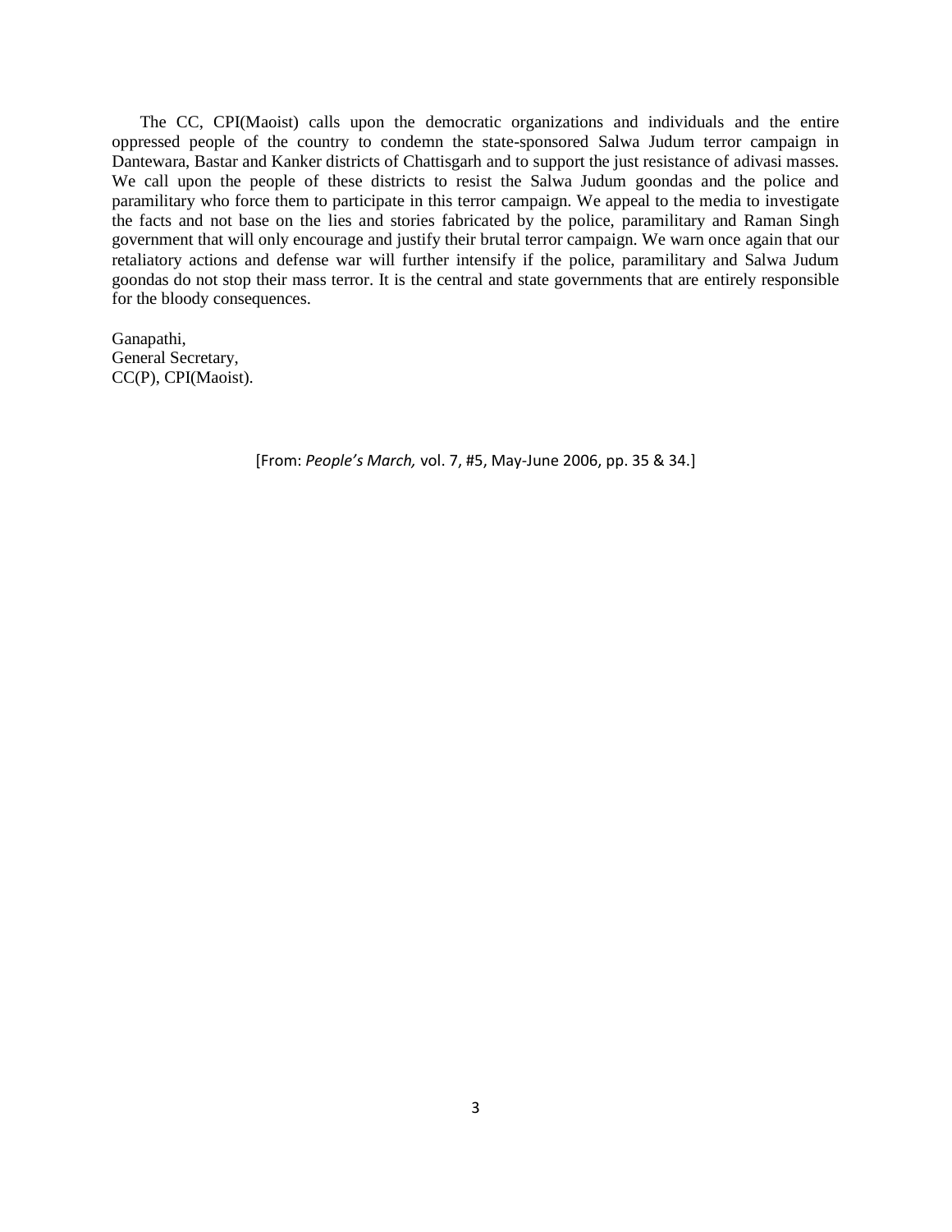The CC, CPI(Maoist) calls upon the democratic organizations and individuals and the entire oppressed people of the country to condemn the state-sponsored Salwa Judum terror campaign in Dantewara, Bastar and Kanker districts of Chattisgarh and to support the just resistance of adivasi masses. We call upon the people of these districts to resist the Salwa Judum goondas and the police and paramilitary who force them to participate in this terror campaign. We appeal to the media to investigate the facts and not base on the lies and stories fabricated by the police, paramilitary and Raman Singh government that will only encourage and justify their brutal terror campaign. We warn once again that our retaliatory actions and defense war will further intensify if the police, paramilitary and Salwa Judum goondas do not stop their mass terror. It is the central and state governments that are entirely responsible for the bloody consequences.

Ganapathi,
General Secretary,
CC(P), CPI(Maoist).

[From: *People's March,* vol. 7, #5, May-June 2006, pp. 35 & 34.]